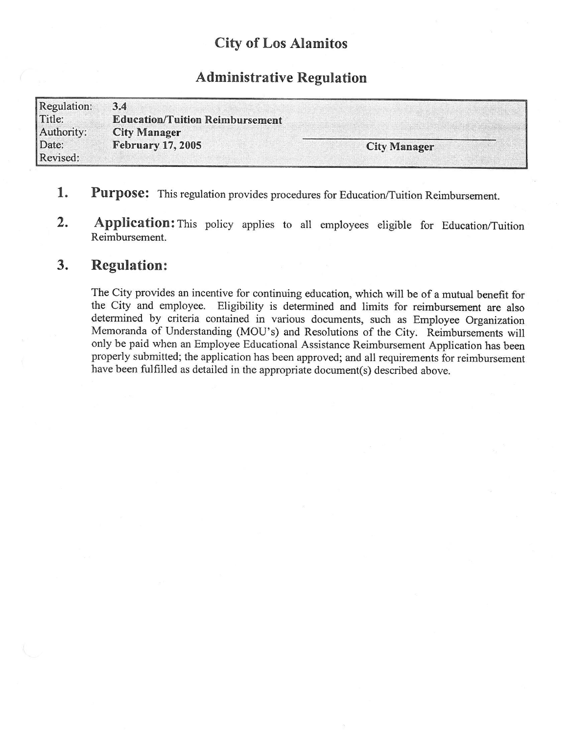# City of Los Alamitos

## Administrative Regulation

| | | |
|---|---|---|
| Regulation: | **3.4** | |
| Title: | **Education/Tuition Reimbursement** | |
| Authority: | **City Manager** | |
| Date: | **February 17, 2005** | **City Manager** |
| Revised: | | |

1. **Purpose:** This regulation provides procedures for Education/Tuition Reimbursement.

2. **Application:** This policy applies to all employees eligible for Education/Tuition Reimbursement.

3. **Regulation:**

   The City provides an incentive for continuing education, which will be of a mutual benefit for the City and employee. Eligibility is determined and limits for reimbursement are also determined by criteria contained in various documents, such as Employee Organization Memoranda of Understanding (MOU's) and Resolutions of the City. Reimbursements will only be paid when an Employee Educational Assistance Reimbursement Application has been properly submitted; the application has been approved; and all requirements for reimbursement have been fulfilled as detailed in the appropriate document(s) described above.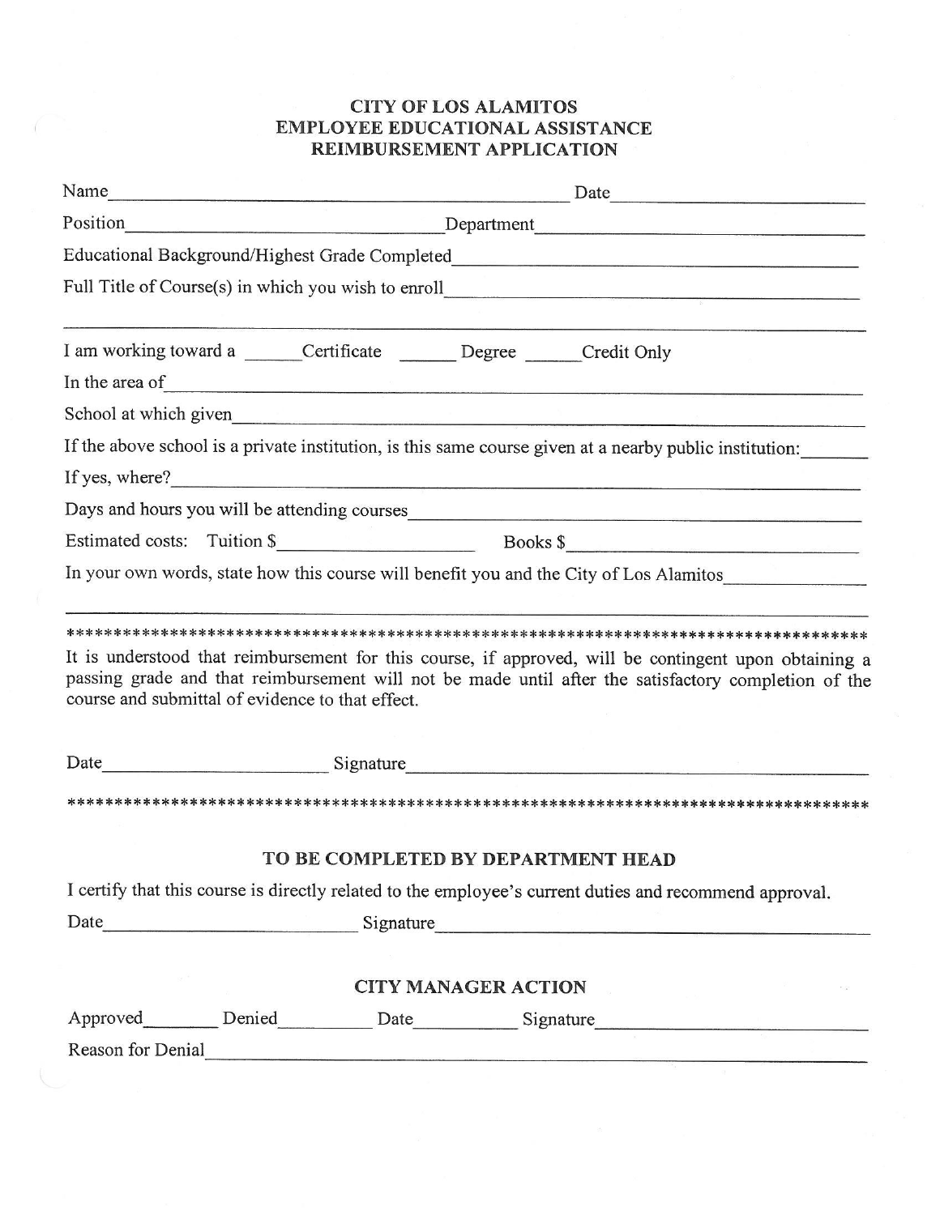# CITY OF LOS ALAMITOS
# EMPLOYEE EDUCATIONAL ASSISTANCE
# REIMBURSEMENT APPLICATION

Name________________________________________________ Date______________________

Position______________________________ Department______________________________

Educational Background/Highest Grade Completed________________________________________

Full Title of Course(s) in which you wish to enroll____________________________________

______________________________________________________________________________

I am working toward a ______Certificate ______ Degree ______Credit Only

In the area of_________________________________________________________________

School at which given__________________________________________________________

If the above school is a private institution, is this same course given at a nearby public institution:______

If yes, where?_________________________________________________________________

Days and hours you will be attending courses__________________________________________

Estimated costs: Tuition $____________________ Books $___________________________

In your own words, state how this course will benefit you and the City of Los Alamitos______________

______________________________________________________________________________

*************************************************************************************

It is understood that reimbursement for this course, if approved, will be contingent upon obtaining a passing grade and that reimbursement will not be made until after the satisfactory completion of the course and submittal of evidence to that effect.

Date______________________ Signature_____________________________________________

*************************************************************************************

## TO BE COMPLETED BY DEPARTMENT HEAD

I certify that this course is directly related to the employee's current duties and recommend approval.

Date__________________________ Signature__________________________________________

## CITY MANAGER ACTION

Approved________ Denied_________ Date__________ Signature__________________________

Reason for Denial______________________________________________________________